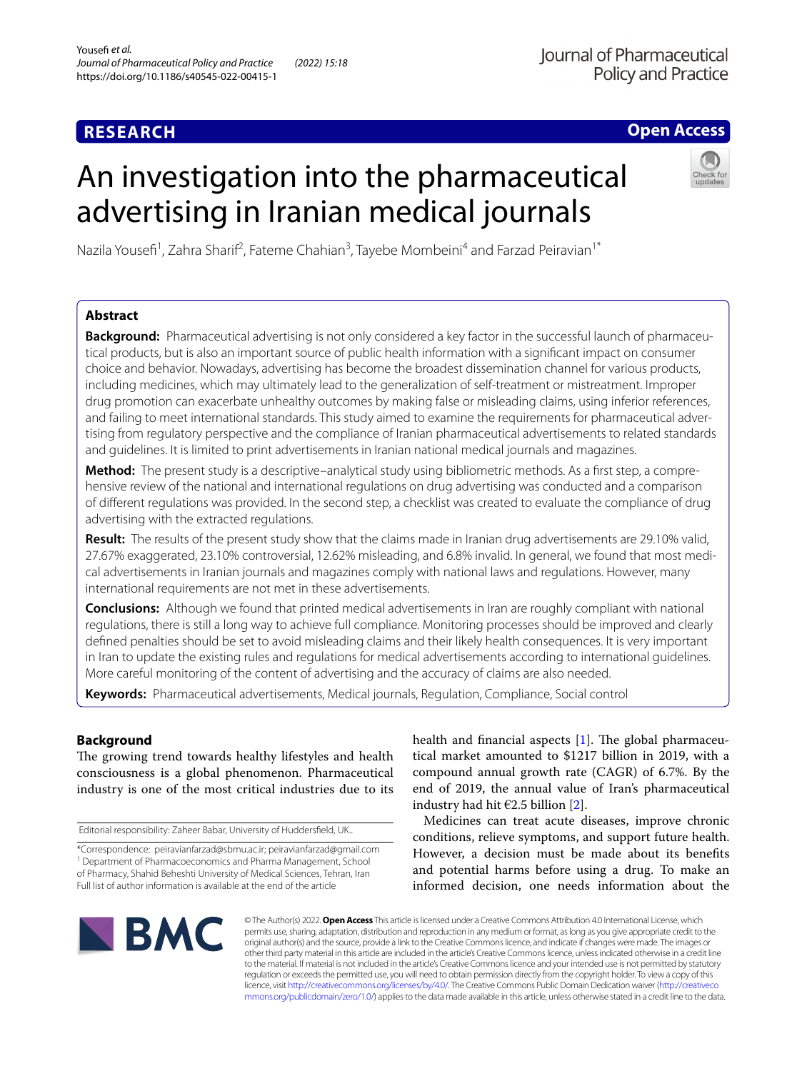RESEARCH

Open Access

# An investigation into the pharmaceutical advertising in Iranian medical journals

Nazila Yousefi[1], Zahra Sharif[2], Fateme Chahian[3], Tayebe Mombeini[4] and Farzad Peiravian[1*]

## Abstract

**Background:** Pharmaceutical advertising is not only considered a key factor in the successful launch of pharmaceutical products, but is also an important source of public health information with a significant impact on consumer choice and behavior. Nowadays, advertising has become the broadest dissemination channel for various products, including medicines, which may ultimately lead to the generalization of self-treatment or mistreatment. Improper drug promotion can exacerbate unhealthy outcomes by making false or misleading claims, using inferior references, and failing to meet international standards. This study aimed to examine the requirements for pharmaceutical advertising from regulatory perspective and the compliance of Iranian pharmaceutical advertisements to related standards and guidelines. It is limited to print advertisements in Iranian national medical journals and magazines.

**Method:** The present study is a descriptive–analytical study using bibliometric methods. As a first step, a comprehensive review of the national and international regulations on drug advertising was conducted and a comparison of different regulations was provided. In the second step, a checklist was created to evaluate the compliance of drug advertising with the extracted regulations.

**Result:** The results of the present study show that the claims made in Iranian drug advertisements are 29.10% valid, 27.67% exaggerated, 23.10% controversial, 12.62% misleading, and 6.8% invalid. In general, we found that most medical advertisements in Iranian journals and magazines comply with national laws and regulations. However, many international requirements are not met in these advertisements.

**Conclusions:** Although we found that printed medical advertisements in Iran are roughly compliant with national regulations, there is still a long way to achieve full compliance. Monitoring processes should be improved and clearly defined penalties should be set to avoid misleading claims and their likely health consequences. It is very important in Iran to update the existing rules and regulations for medical advertisements according to international guidelines. More careful monitoring of the content of advertising and the accuracy of claims are also needed.

**Keywords:** Pharmaceutical advertisements, Medical journals, Regulation, Compliance, Social control

## Background

The growing trend towards healthy lifestyles and health consciousness is a global phenomenon. Pharmaceutical industry is one of the most critical industries due to its health and financial aspects [1]. The global pharmaceutical market amounted to $1217 billion in 2019, with a compound annual growth rate (CAGR) of 6.7%. By the end of 2019, the annual value of Iran's pharmaceutical industry had hit €2.5 billion [2].

Medicines can treat acute diseases, improve chronic conditions, relieve symptoms, and support future health. However, a decision must be made about its benefits and potential harms before using a drug. To make an informed decision, one needs information about the

Editorial responsibility: Zaheer Babar, University of Huddersfield, UK..

*Correspondence: peiravianfarzad@sbmu.ac.ir; peiravianfarzad@gmail.com
[1] Department of Pharmacoeconomics and Pharma Management, School of Pharmacy, Shahid Beheshti University of Medical Sciences, Tehran, Iran
Full list of author information is available at the end of the article

© The Author(s) 2022. **Open Access** This article is licensed under a Creative Commons Attribution 4.0 International License, which permits use, sharing, adaptation, distribution and reproduction in any medium or format, as long as you give appropriate credit to the original author(s) and the source, provide a link to the Creative Commons licence, and indicate if changes were made. The images or other third party material in this article are included in the article's Creative Commons licence, unless indicated otherwise in a credit line to the material. If material is not included in the article's Creative Commons licence and your intended use is not permitted by statutory regulation or exceeds the permitted use, you will need to obtain permission directly from the copyright holder. To view a copy of this licence, visit http://creativecommons.org/licenses/by/4.0/. The Creative Commons Public Domain Dedication waiver (http://creativecommons.org/publicdomain/zero/1.0/) applies to the data made available in this article, unless otherwise stated in a credit line to the data.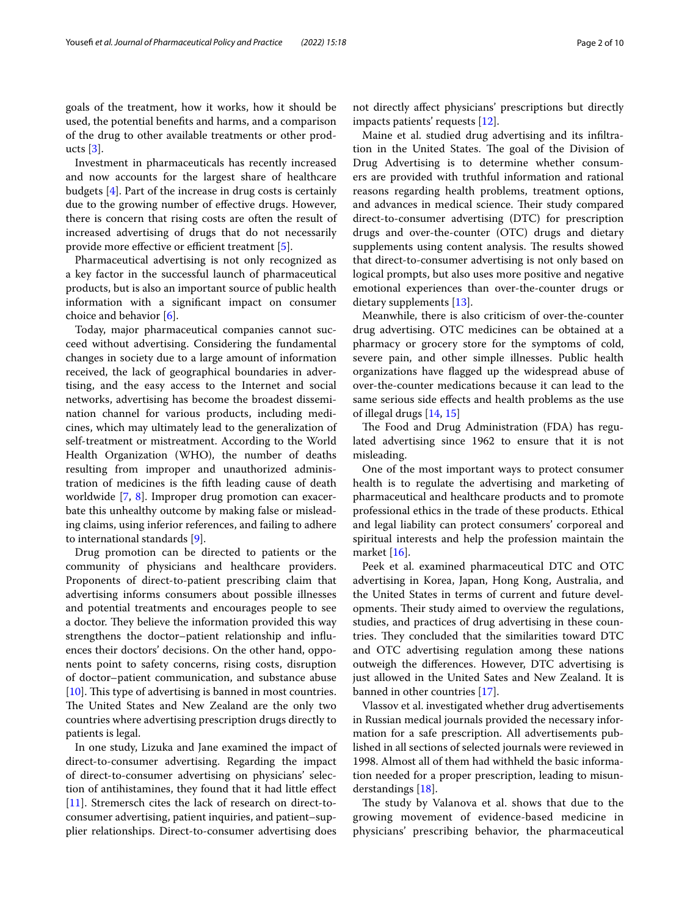goals of the treatment, how it works, how it should be used, the potential benefits and harms, and a comparison of the drug to other available treatments or other products [3].

Investment in pharmaceuticals has recently increased and now accounts for the largest share of healthcare budgets [4]. Part of the increase in drug costs is certainly due to the growing number of effective drugs. However, there is concern that rising costs are often the result of increased advertising of drugs that do not necessarily provide more effective or efficient treatment [5].

Pharmaceutical advertising is not only recognized as a key factor in the successful launch of pharmaceutical products, but is also an important source of public health information with a significant impact on consumer choice and behavior [6].

Today, major pharmaceutical companies cannot succeed without advertising. Considering the fundamental changes in society due to a large amount of information received, the lack of geographical boundaries in advertising, and the easy access to the Internet and social networks, advertising has become the broadest dissemination channel for various products, including medicines, which may ultimately lead to the generalization of self-treatment or mistreatment. According to the World Health Organization (WHO), the number of deaths resulting from improper and unauthorized administration of medicines is the fifth leading cause of death worldwide [7, 8]. Improper drug promotion can exacerbate this unhealthy outcome by making false or misleading claims, using inferior references, and failing to adhere to international standards [9].

Drug promotion can be directed to patients or the community of physicians and healthcare providers. Proponents of direct-to-patient prescribing claim that advertising informs consumers about possible illnesses and potential treatments and encourages people to see a doctor. They believe the information provided this way strengthens the doctor–patient relationship and influences their doctors' decisions. On the other hand, opponents point to safety concerns, rising costs, disruption of doctor–patient communication, and substance abuse [10]. This type of advertising is banned in most countries. The United States and New Zealand are the only two countries where advertising prescription drugs directly to patients is legal.

In one study, Lizuka and Jane examined the impact of direct-to-consumer advertising. Regarding the impact of direct-to-consumer advertising on physicians' selection of antihistamines, they found that it had little effect [11]. Stremersch cites the lack of research on direct-to-consumer advertising, patient inquiries, and patient–supplier relationships. Direct-to-consumer advertising does not directly affect physicians' prescriptions but directly impacts patients' requests [12].

Maine et al. studied drug advertising and its infiltration in the United States. The goal of the Division of Drug Advertising is to determine whether consumers are provided with truthful information and rational reasons regarding health problems, treatment options, and advances in medical science. Their study compared direct-to-consumer advertising (DTC) for prescription drugs and over-the-counter (OTC) drugs and dietary supplements using content analysis. The results showed that direct-to-consumer advertising is not only based on logical prompts, but also uses more positive and negative emotional experiences than over-the-counter drugs or dietary supplements [13].

Meanwhile, there is also criticism of over-the-counter drug advertising. OTC medicines can be obtained at a pharmacy or grocery store for the symptoms of cold, severe pain, and other simple illnesses. Public health organizations have flagged up the widespread abuse of over-the-counter medications because it can lead to the same serious side effects and health problems as the use of illegal drugs [14, 15]

The Food and Drug Administration (FDA) has regulated advertising since 1962 to ensure that it is not misleading.

One of the most important ways to protect consumer health is to regulate the advertising and marketing of pharmaceutical and healthcare products and to promote professional ethics in the trade of these products. Ethical and legal liability can protect consumers' corporeal and spiritual interests and help the profession maintain the market [16].

Peek et al. examined pharmaceutical DTC and OTC advertising in Korea, Japan, Hong Kong, Australia, and the United States in terms of current and future developments. Their study aimed to overview the regulations, studies, and practices of drug advertising in these countries. They concluded that the similarities toward DTC and OTC advertising regulation among these nations outweigh the differences. However, DTC advertising is just allowed in the United Sates and New Zealand. It is banned in other countries [17].

Vlassov et al. investigated whether drug advertisements in Russian medical journals provided the necessary information for a safe prescription. All advertisements published in all sections of selected journals were reviewed in 1998. Almost all of them had withheld the basic information needed for a proper prescription, leading to misunderstandings [18].

The study by Valanova et al. shows that due to the growing movement of evidence-based medicine in physicians' prescribing behavior, the pharmaceutical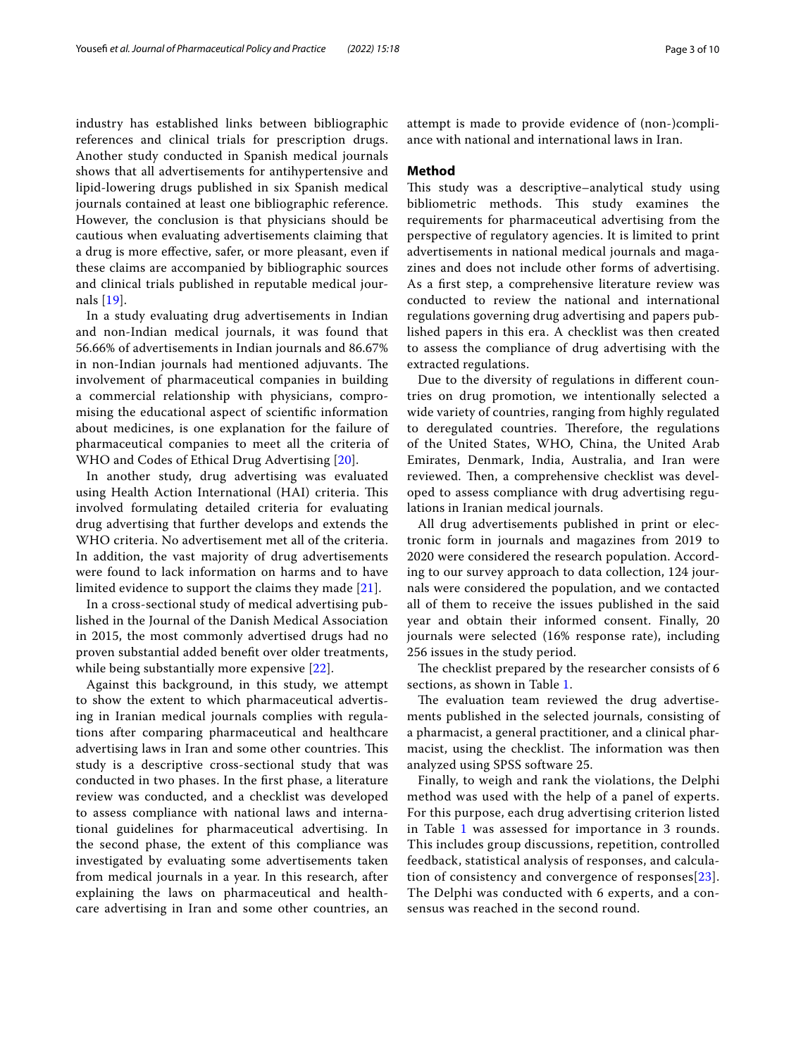industry has established links between bibliographic references and clinical trials for prescription drugs. Another study conducted in Spanish medical journals shows that all advertisements for antihypertensive and lipid-lowering drugs published in six Spanish medical journals contained at least one bibliographic reference. However, the conclusion is that physicians should be cautious when evaluating advertisements claiming that a drug is more effective, safer, or more pleasant, even if these claims are accompanied by bibliographic sources and clinical trials published in reputable medical journals [19].

In a study evaluating drug advertisements in Indian and non-Indian medical journals, it was found that 56.66% of advertisements in Indian journals and 86.67% in non-Indian journals had mentioned adjuvants. The involvement of pharmaceutical companies in building a commercial relationship with physicians, compromising the educational aspect of scientific information about medicines, is one explanation for the failure of pharmaceutical companies to meet all the criteria of WHO and Codes of Ethical Drug Advertising [20].

In another study, drug advertising was evaluated using Health Action International (HAI) criteria. This involved formulating detailed criteria for evaluating drug advertising that further develops and extends the WHO criteria. No advertisement met all of the criteria. In addition, the vast majority of drug advertisements were found to lack information on harms and to have limited evidence to support the claims they made [21].

In a cross-sectional study of medical advertising published in the Journal of the Danish Medical Association in 2015, the most commonly advertised drugs had no proven substantial added benefit over older treatments, while being substantially more expensive [22].

Against this background, in this study, we attempt to show the extent to which pharmaceutical advertising in Iranian medical journals complies with regulations after comparing pharmaceutical and healthcare advertising laws in Iran and some other countries. This study is a descriptive cross-sectional study that was conducted in two phases. In the first phase, a literature review was conducted, and a checklist was developed to assess compliance with national laws and international guidelines for pharmaceutical advertising. In the second phase, the extent of this compliance was investigated by evaluating some advertisements taken from medical journals in a year. In this research, after explaining the laws on pharmaceutical and healthcare advertising in Iran and some other countries, an attempt is made to provide evidence of (non-)compliance with national and international laws in Iran.

## Method

This study was a descriptive–analytical study using bibliometric methods. This study examines the requirements for pharmaceutical advertising from the perspective of regulatory agencies. It is limited to print advertisements in national medical journals and magazines and does not include other forms of advertising. As a first step, a comprehensive literature review was conducted to review the national and international regulations governing drug advertising and papers published papers in this era. A checklist was then created to assess the compliance of drug advertising with the extracted regulations.

Due to the diversity of regulations in different countries on drug promotion, we intentionally selected a wide variety of countries, ranging from highly regulated to deregulated countries. Therefore, the regulations of the United States, WHO, China, the United Arab Emirates, Denmark, India, Australia, and Iran were reviewed. Then, a comprehensive checklist was developed to assess compliance with drug advertising regulations in Iranian medical journals.

All drug advertisements published in print or electronic form in journals and magazines from 2019 to 2020 were considered the research population. According to our survey approach to data collection, 124 journals were considered the population, and we contacted all of them to receive the issues published in the said year and obtain their informed consent. Finally, 20 journals were selected (16% response rate), including 256 issues in the study period.

The checklist prepared by the researcher consists of 6 sections, as shown in Table 1.

The evaluation team reviewed the drug advertisements published in the selected journals, consisting of a pharmacist, a general practitioner, and a clinical pharmacist, using the checklist. The information was then analyzed using SPSS software 25.

Finally, to weigh and rank the violations, the Delphi method was used with the help of a panel of experts. For this purpose, each drug advertising criterion listed in Table 1 was assessed for importance in 3 rounds. This includes group discussions, repetition, controlled feedback, statistical analysis of responses, and calculation of consistency and convergence of responses[23]. The Delphi was conducted with 6 experts, and a consensus was reached in the second round.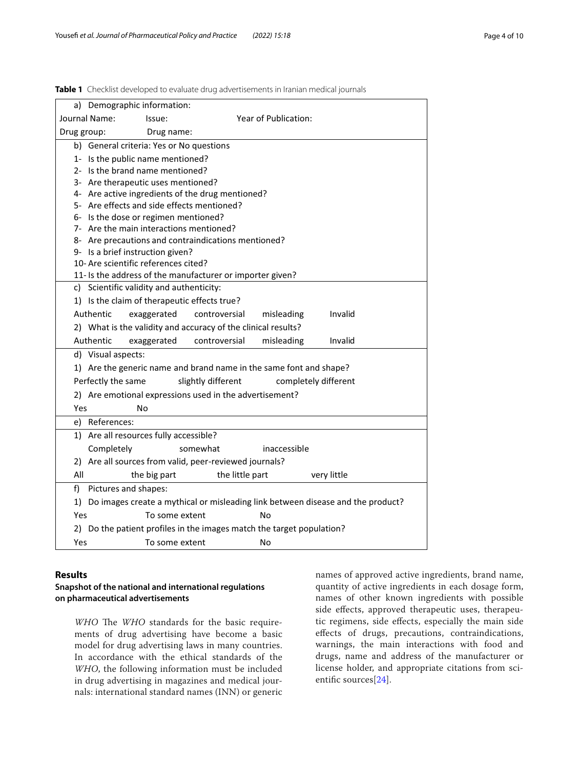**Table 1** Checklist developed to evaluate drug advertisements in Iranian medical journals

| a) Demographic information: | | | | |
|---|---|---|---|---|
| Journal Name: | Issue: | Year of Publication: | | |
| Drug group: | Drug name: | | | |
| b) General criteria: Yes or No questions | | | | |
| 1- Is the public name mentioned? | | | | |
| 2- Is the brand name mentioned? | | | | |
| 3- Are therapeutic uses mentioned? | | | | |
| 4- Are active ingredients of the drug mentioned? | | | | |
| 5- Are effects and side effects mentioned? | | | | |
| 6- Is the dose or regimen mentioned? | | | | |
| 7- Are the main interactions mentioned? | | | | |
| 8- Are precautions and contraindications mentioned? | | | | |
| 9- Is a brief instruction given? | | | | |
| 10- Are scientific references cited? | | | | |
| 11- Is the address of the manufacturer or importer given? | | | | |
| c) Scientific validity and authenticity: | | | | |
| 1) Is the claim of therapeutic effects true? | | | | |
| Authentic | exaggerated | controversial | misleading | Invalid |
| 2) What is the validity and accuracy of the clinical results? | | | | |
| Authentic | exaggerated | controversial | misleading | Invalid |
| d) Visual aspects: | | | | |
| 1) Are the generic name and brand name in the same font and shape? | | | | |
| Perfectly the same | slightly different | completely different | | |
| 2) Are emotional expressions used in the advertisement? | | | | |
| Yes | No | | | |
| e) References: | | | | |
| 1) Are all resources fully accessible? | | | | |
| Completely | somewhat | inaccessible | | |
| 2) Are all sources from valid, peer-reviewed journals? | | | | |
| All | the big part | the little part | very little | |
| f) Pictures and shapes: | | | | |
| 1) Do images create a mythical or misleading link between disease and the product? | | | | |
| Yes | To some extent | No | | |
| 2) Do the patient profiles in the images match the target population? | | | | |
| Yes | To some extent | No | | |

## Results

### Snapshot of the national and international regulations on pharmaceutical advertisements

*WHO* The *WHO* standards for the basic requirements of drug advertising have become a basic model for drug advertising laws in many countries. In accordance with the ethical standards of the *WHO*, the following information must be included in drug advertising in magazines and medical journals: international standard names (INN) or generic names of approved active ingredients, brand name, quantity of active ingredients in each dosage form, names of other known ingredients with possible side effects, approved therapeutic uses, therapeutic regimens, side effects, especially the main side effects of drugs, precautions, contraindications, warnings, the main interactions with food and drugs, name and address of the manufacturer or license holder, and appropriate citations from scientific sources[24].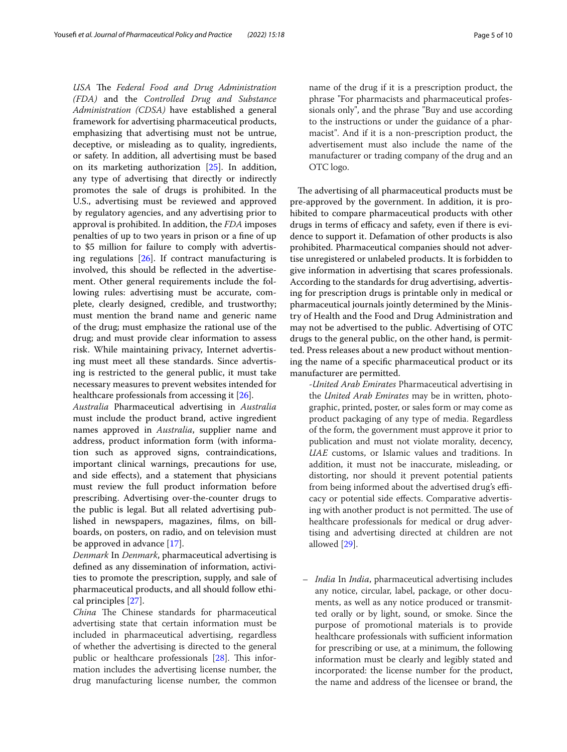*USA* The *Federal Food and Drug Administration (FDA)* and the *Controlled Drug and Substance Administration (CDSA)* have established a general framework for advertising pharmaceutical products, emphasizing that advertising must not be untrue, deceptive, or misleading as to quality, ingredients, or safety. In addition, all advertising must be based on its marketing authorization [25]. In addition, any type of advertising that directly or indirectly promotes the sale of drugs is prohibited. In the U.S., advertising must be reviewed and approved by regulatory agencies, and any advertising prior to approval is prohibited. In addition, the *FDA* imposes penalties of up to two years in prison or a fine of up to $5 million for failure to comply with advertising regulations [26]. If contract manufacturing is involved, this should be reflected in the advertisement. Other general requirements include the following rules: advertising must be accurate, complete, clearly designed, credible, and trustworthy; must mention the brand name and generic name of the drug; must emphasize the rational use of the drug; and must provide clear information to assess risk. While maintaining privacy, Internet advertising must meet all these standards. Since advertising is restricted to the general public, it must take necessary measures to prevent websites intended for healthcare professionals from accessing it [26].

*Australia* Pharmaceutical advertising in *Australia* must include the product brand, active ingredient names approved in *Australia*, supplier name and address, product information form (with information such as approved signs, contraindications, important clinical warnings, precautions for use, and side effects), and a statement that physicians must review the full product information before prescribing. Advertising over-the-counter drugs to the public is legal. But all related advertising published in newspapers, magazines, films, on billboards, on posters, on radio, and on television must be approved in advance [17].

*Denmark* In *Denmark*, pharmaceutical advertising is defined as any dissemination of information, activities to promote the prescription, supply, and sale of pharmaceutical products, and all should follow ethical principles [27].

*China* The Chinese standards for pharmaceutical advertising state that certain information must be included in pharmaceutical advertising, regardless of whether the advertising is directed to the general public or healthcare professionals [28]. This information includes the advertising license number, the drug manufacturing license number, the common name of the drug if it is a prescription product, the phrase "For pharmacists and pharmaceutical professionals only", and the phrase "Buy and use according to the instructions or under the guidance of a pharmacist". And if it is a non-prescription product, the advertisement must also include the name of the manufacturer or trading company of the drug and an OTC logo.

The advertising of all pharmaceutical products must be pre-approved by the government. In addition, it is prohibited to compare pharmaceutical products with other drugs in terms of efficacy and safety, even if there is evidence to support it. Defamation of other products is also prohibited. Pharmaceutical companies should not advertise unregistered or unlabeled products. It is forbidden to give information in advertising that scares professionals. According to the standards for drug advertising, advertising for prescription drugs is printable only in medical or pharmaceutical journals jointly determined by the Ministry of Health and the Food and Drug Administration and may not be advertised to the public. Advertising of OTC drugs to the general public, on the other hand, is permitted. Press releases about a new product without mentioning the name of a specific pharmaceutical product or its manufacturer are permitted.

-*United Arab Emirates* Pharmaceutical advertising in the *United Arab Emirates* may be in written, photographic, printed, poster, or sales form or may come as product packaging of any type of media. Regardless of the form, the government must approve it prior to publication and must not violate morality, decency, *UAE* customs, or Islamic values and traditions. In addition, it must not be inaccurate, misleading, or distorting, nor should it prevent potential patients from being informed about the advertised drug's efficacy or potential side effects. Comparative advertising with another product is not permitted. The use of healthcare professionals for medical or drug advertising and advertising directed at children are not allowed [29].

– *India* In *India*, pharmaceutical advertising includes any notice, circular, label, package, or other documents, as well as any notice produced or transmitted orally or by light, sound, or smoke. Since the purpose of promotional materials is to provide healthcare professionals with sufficient information for prescribing or use, at a minimum, the following information must be clearly and legibly stated and incorporated: the license number for the product, the name and address of the licensee or brand, the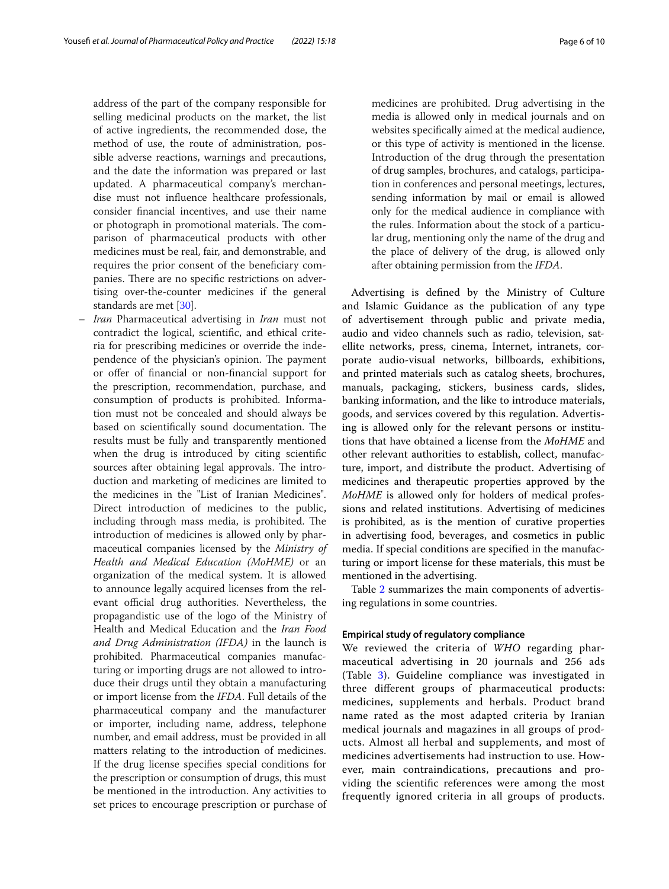address of the part of the company responsible for selling medicinal products on the market, the list of active ingredients, the recommended dose, the method of use, the route of administration, possible adverse reactions, warnings and precautions, and the date the information was prepared or last updated. A pharmaceutical company's merchandise must not influence healthcare professionals, consider financial incentives, and use their name or photograph in promotional materials. The comparison of pharmaceutical products with other medicines must be real, fair, and demonstrable, and requires the prior consent of the beneficiary companies. There are no specific restrictions on advertising over-the-counter medicines if the general standards are met [30].

– *Iran* Pharmaceutical advertising in *Iran* must not contradict the logical, scientific, and ethical criteria for prescribing medicines or override the independence of the physician's opinion. The payment or offer of financial or non-financial support for the prescription, recommendation, purchase, and consumption of products is prohibited. Information must not be concealed and should always be based on scientifically sound documentation. The results must be fully and transparently mentioned when the drug is introduced by citing scientific sources after obtaining legal approvals. The introduction and marketing of medicines are limited to the medicines in the "List of Iranian Medicines". Direct introduction of medicines to the public, including through mass media, is prohibited. The introduction of medicines is allowed only by pharmaceutical companies licensed by the *Ministry of Health and Medical Education (MoHME)* or an organization of the medical system. It is allowed to announce legally acquired licenses from the relevant official drug authorities. Nevertheless, the propagandistic use of the logo of the Ministry of Health and Medical Education and the *Iran Food and Drug Administration (IFDA)* in the launch is prohibited. Pharmaceutical companies manufacturing or importing drugs are not allowed to introduce their drugs until they obtain a manufacturing or import license from the *IFDA*. Full details of the pharmaceutical company and the manufacturer or importer, including name, address, telephone number, and email address, must be provided in all matters relating to the introduction of medicines. If the drug license specifies special conditions for the prescription or consumption of drugs, this must be mentioned in the introduction. Any activities to set prices to encourage prescription or purchase of medicines are prohibited. Drug advertising in the media is allowed only in medical journals and on websites specifically aimed at the medical audience, or this type of activity is mentioned in the license. Introduction of the drug through the presentation of drug samples, brochures, and catalogs, participation in conferences and personal meetings, lectures, sending information by mail or email is allowed only for the medical audience in compliance with the rules. Information about the stock of a particular drug, mentioning only the name of the drug and the place of delivery of the drug, is allowed only after obtaining permission from the *IFDA*.

Advertising is defined by the Ministry of Culture and Islamic Guidance as the publication of any type of advertisement through public and private media, audio and video channels such as radio, television, satellite networks, press, cinema, Internet, intranets, corporate audio-visual networks, billboards, exhibitions, and printed materials such as catalog sheets, brochures, manuals, packaging, stickers, business cards, slides, banking information, and the like to introduce materials, goods, and services covered by this regulation. Advertising is allowed only for the relevant persons or institutions that have obtained a license from the *MoHME* and other relevant authorities to establish, collect, manufacture, import, and distribute the product. Advertising of medicines and therapeutic properties approved by the *MoHME* is allowed only for holders of medical professions and related institutions. Advertising of medicines is prohibited, as is the mention of curative properties in advertising food, beverages, and cosmetics in public media. If special conditions are specified in the manufacturing or import license for these materials, this must be mentioned in the advertising.

Table 2 summarizes the main components of advertising regulations in some countries.

#### Empirical study of regulatory compliance

We reviewed the criteria of *WHO* regarding pharmaceutical advertising in 20 journals and 256 ads (Table 3). Guideline compliance was investigated in three different groups of pharmaceutical products: medicines, supplements and herbals. Product brand name rated as the most adapted criteria by Iranian medical journals and magazines in all groups of products. Almost all herbal and supplements, and most of medicines advertisements had instruction to use. However, main contraindications, precautions and providing the scientific references were among the most frequently ignored criteria in all groups of products.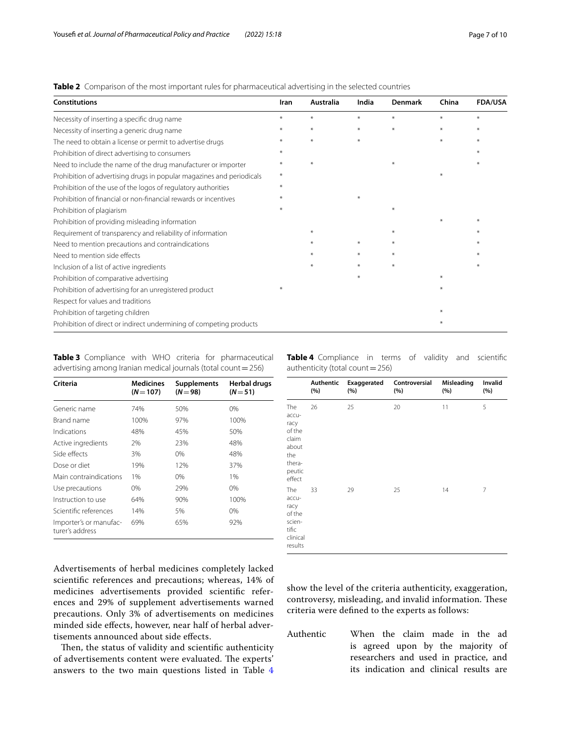**Table 2** Comparison of the most important rules for pharmaceutical advertising in the selected countries

| Constitutions | Iran | Australia | India | Denmark | China | FDA/USA |
|---|---|---|---|---|---|---|
| Necessity of inserting a specific drug name | * | * | * | * | * | * |
| Necessity of inserting a generic drug name | * | * | * | * | * | * |
| The need to obtain a license or permit to advertise drugs | * | * | * | | * | * |
| Prohibition of direct advertising to consumers | * | | | | | * |
| Need to include the name of the drug manufacturer or importer | * | * | | * | | * |
| Prohibition of advertising drugs in popular magazines and periodicals | * | | | | * | |
| Prohibition of the use of the logos of regulatory authorities | * | | | | | |
| Prohibition of financial or non-financial rewards or incentives | * | | * | | | |
| Prohibition of plagiarism | * | | | * | | |
| Prohibition of providing misleading information | | | | | * | * |
| Requirement of transparency and reliability of information | | * | | * | | * |
| Need to mention precautions and contraindications | | * | * | * | | * |
| Need to mention side effects | | * | * | * | | * |
| Inclusion of a list of active ingredients | | * | * | * | | * |
| Prohibition of comparative advertising | | | * | | * | |
| Prohibition of advertising for an unregistered product | * | | | | * | |
| Respect for values and traditions | | | | | | |
| Prohibition of targeting children | | | | | * | |
| Prohibition of direct or indirect undermining of competing products | | | | | * | |

**Table 3** Compliance with WHO criteria for pharmaceutical advertising among Iranian medical journals (total count = 256)

| Criteria | Medicines ($N$ = 107) | Supplements ($N$ = 98) | Herbal drugs ($N$ = 51) |
|---|---|---|---|
| Generic name | 74% | 50% | 0% |
| Brand name | 100% | 97% | 100% |
| Indications | 48% | 45% | 50% |
| Active ingredients | 2% | 23% | 48% |
| Side effects | 3% | 0% | 48% |
| Dose or diet | 19% | 12% | 37% |
| Main contraindications | 1% | 0% | 1% |
| Use precautions | 0% | 29% | 0% |
| Instruction to use | 64% | 90% | 100% |
| Scientific references | 14% | 5% | 0% |
| Importer's or manufacturer's address | 69% | 65% | 92% |

**Table 4** Compliance in terms of validity and scientific authenticity (total count = 256)

| | Authentic (%) | Exaggerated (%) | Controversial (%) | Misleading (%) | Invalid (%) |
|---|---|---|---|---|---|
| The accuracy of the claim about the therapeutic effect | 26 | 25 | 20 | 11 | 5 |
| The accuracy of the scientific clinical results | 33 | 29 | 25 | 14 | 7 |

Advertisements of herbal medicines completely lacked scientific references and precautions; whereas, 14% of medicines advertisements provided scientific references and 29% of supplement advertisements warned precautions. Only 3% of advertisements on medicines minded side effects, however, near half of herbal advertisements announced about side effects.

Then, the status of validity and scientific authenticity of advertisements content were evaluated. The experts' answers to the two main questions listed in Table 4 show the level of the criteria authenticity, exaggeration, controversy, misleading, and invalid information. These criteria were defined to the experts as follows:

Authentic When the claim made in the ad is agreed upon by the majority of researchers and used in practice, and its indication and clinical results are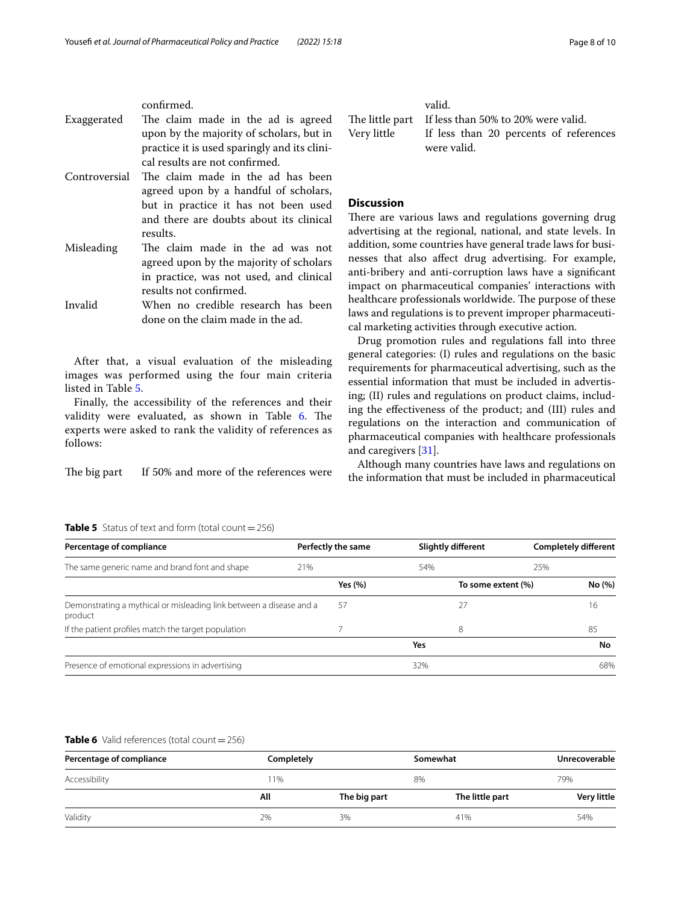confirmed.

Exaggerated — The claim made in the ad is agreed upon by the majority of scholars, but in practice it is used sparingly and its clinical results are not confirmed.

Controversial — The claim made in the ad has been agreed upon by a handful of scholars, but in practice it has not been used and there are doubts about its clinical results.

Misleading — The claim made in the ad was not agreed upon by the majority of scholars in practice, was not used, and clinical results not confirmed.

Invalid — When no credible research has been done on the claim made in the ad.

After that, a visual evaluation of the misleading images was performed using the four main criteria listed in Table 5.

Finally, the accessibility of the references and their validity were evaluated, as shown in Table 6. The experts were asked to rank the validity of references as follows:

The big part — If 50% and more of the references were valid.

The little part — If less than 50% to 20% were valid.

Very little — If less than 20 percents of references were valid.

## Discussion

There are various laws and regulations governing drug advertising at the regional, national, and state levels. In addition, some countries have general trade laws for businesses that also affect drug advertising. For example, anti-bribery and anti-corruption laws have a significant impact on pharmaceutical companies' interactions with healthcare professionals worldwide. The purpose of these laws and regulations is to prevent improper pharmaceutical marketing activities through executive action.

Drug promotion rules and regulations fall into three general categories: (I) rules and regulations on the basic requirements for pharmaceutical advertising, such as the essential information that must be included in advertising; (II) rules and regulations on product claims, including the effectiveness of the product; and (III) rules and regulations on the interaction and communication of pharmaceutical companies with healthcare professionals and caregivers [31].

Although many countries have laws and regulations on the information that must be included in pharmaceutical

**Table 5** Status of text and form (total count = 256)

| Percentage of compliance | Perfectly the same | Slightly different | Completely different |
|---|---|---|---|
| The same generic name and brand font and shape | 21% | 54% | 25% |
| | **Yes (%)** | **To some extent (%)** | **No (%)** |
| Demonstrating a mythical or misleading link between a disease and a product | 57 | 27 | 16 |
| If the patient profiles match the target population | 7 | 8 | 85 |
| | | **Yes** | **No** |
| Presence of emotional expressions in advertising | | 32% | 68% |

**Table 6** Valid references (total count = 256)

| Percentage of compliance | Completely | | Somewhat | Unrecoverable |
|---|---|---|---|---|
| Accessibility | 11% | | 8% | 79% |
| | **All** | **The big part** | **The little part** | **Very little** |
| Validity | 2% | 3% | 41% | 54% |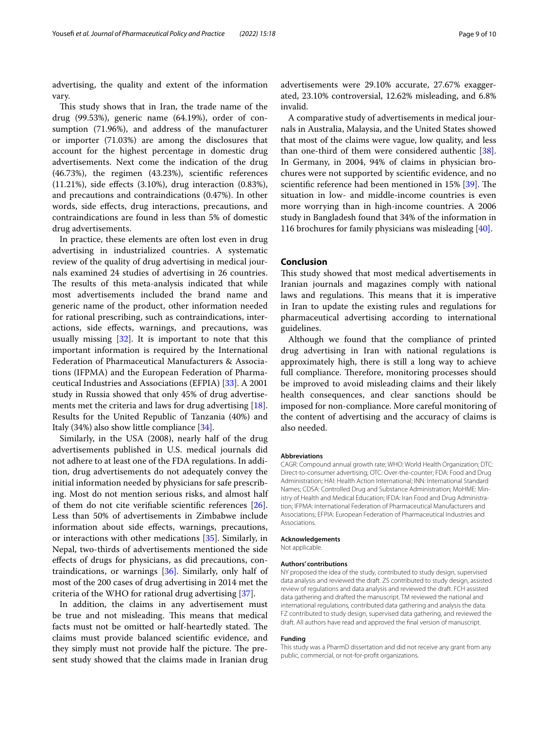advertising, the quality and extent of the information vary.

This study shows that in Iran, the trade name of the drug (99.53%), generic name (64.19%), order of consumption (71.96%), and address of the manufacturer or importer (71.03%) are among the disclosures that account for the highest percentage in domestic drug advertisements. Next come the indication of the drug (46.73%), the regimen (43.23%), scientific references (11.21%), side effects (3.10%), drug interaction (0.83%), and precautions and contraindications (0.47%). In other words, side effects, drug interactions, precautions, and contraindications are found in less than 5% of domestic drug advertisements.

In practice, these elements are often lost even in drug advertising in industrialized countries. A systematic review of the quality of drug advertising in medical journals examined 24 studies of advertising in 26 countries. The results of this meta-analysis indicated that while most advertisements included the brand name and generic name of the product, other information needed for rational prescribing, such as contraindications, interactions, side effects, warnings, and precautions, was usually missing [32]. It is important to note that this important information is required by the International Federation of Pharmaceutical Manufacturers & Associations (IFPMA) and the European Federation of Pharmaceutical Industries and Associations (EFPIA) [33]. A 2001 study in Russia showed that only 45% of drug advertisements met the criteria and laws for drug advertising [18]. Results for the United Republic of Tanzania (40%) and Italy (34%) also show little compliance [34].

Similarly, in the USA (2008), nearly half of the drug advertisements published in U.S. medical journals did not adhere to at least one of the FDA regulations. In addition, drug advertisements do not adequately convey the initial information needed by physicians for safe prescribing. Most do not mention serious risks, and almost half of them do not cite verifiable scientific references [26]. Less than 50% of advertisements in Zimbabwe include information about side effects, warnings, precautions, or interactions with other medications [35]. Similarly, in Nepal, two-thirds of advertisements mentioned the side effects of drugs for physicians, as did precautions, contraindications, or warnings [36]. Similarly, only half of most of the 200 cases of drug advertising in 2014 met the criteria of the WHO for rational drug advertising [37].

In addition, the claims in any advertisement must be true and not misleading. This means that medical facts must not be omitted or half-heartedly stated. The claims must provide balanced scientific evidence, and they simply must not provide half the picture. The present study showed that the claims made in Iranian drug advertisements were 29.10% accurate, 27.67% exaggerated, 23.10% controversial, 12.62% misleading, and 6.8% invalid.

A comparative study of advertisements in medical journals in Australia, Malaysia, and the United States showed that most of the claims were vague, low quality, and less than one-third of them were considered authentic [38]. In Germany, in 2004, 94% of claims in physician brochures were not supported by scientific evidence, and no scientific reference had been mentioned in 15% [39]. The situation in low- and middle-income countries is even more worrying than in high-income countries. A 2006 study in Bangladesh found that 34% of the information in 116 brochures for family physicians was misleading [40].

## Conclusion

This study showed that most medical advertisements in Iranian journals and magazines comply with national laws and regulations. This means that it is imperative in Iran to update the existing rules and regulations for pharmaceutical advertising according to international guidelines.

Although we found that the compliance of printed drug advertising in Iran with national regulations is approximately high, there is still a long way to achieve full compliance. Therefore, monitoring processes should be improved to avoid misleading claims and their likely health consequences, and clear sanctions should be imposed for non-compliance. More careful monitoring of the content of advertising and the accuracy of claims is also needed.

#### Abbreviations

CAGR: Compound annual growth rate; WHO: World Health Organization; DTC: Direct-to-consumer advertising; OTC: Over-the-counter; FDA: Food and Drug Administration; HAI: Health Action International; INN: International Standard Names; CDSA: Controlled Drug and Substance Administration; MoHME: Ministry of Health and Medical Education; IFDA: Iran Food and Drug Administration; IFPMA: International Federation of Pharmaceutical Manufacturers and Associations; EFPIA: European Federation of Pharmaceutical Industries and Associations.

#### Acknowledgements

Not applicable.

#### Authors' contributions

NY proposed the idea of the study, contributed to study design, supervised data analysis and reviewed the draft. ZS contributed to study design, assisted review of regulations and data analysis and reviewed the draft. FCH assisted data gathering and drafted the manuscript. TM reviewed the national and international regulations, contributed data gathering and analysis the data. FZ contributed to study design, supervised data gathering, and reviewed the draft. All authors have read and approved the final version of manuscript.

#### Funding

This study was a PharmD dissertation and did not receive any grant from any public, commercial, or not-for-profit organizations.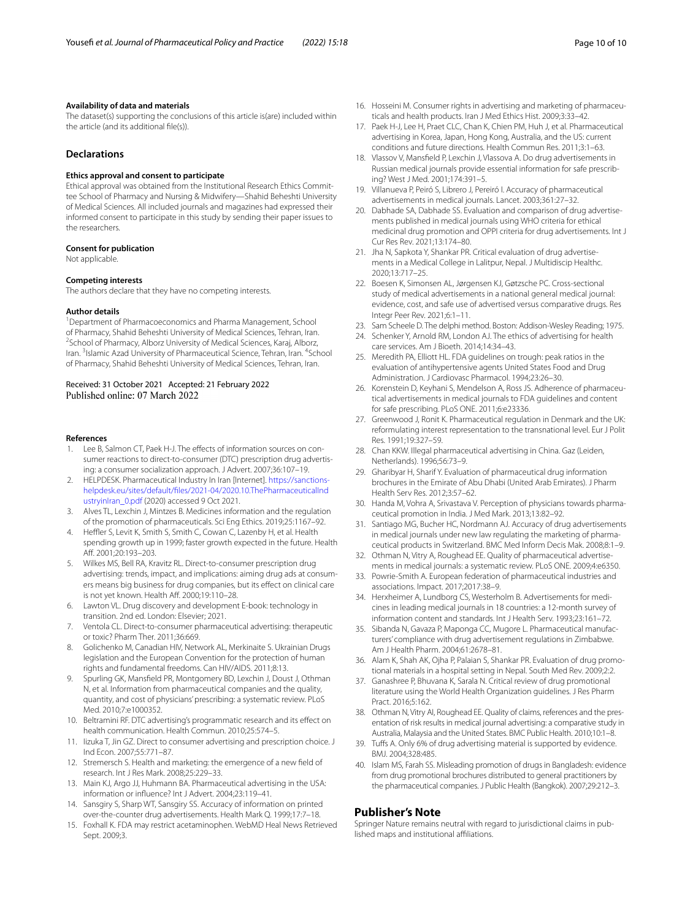#### Availability of data and materials

The dataset(s) supporting the conclusions of this article is(are) included within the article (and its additional file(s)).

## Declarations

#### Ethics approval and consent to participate

Ethical approval was obtained from the Institutional Research Ethics Committee School of Pharmacy and Nursing & Midwifery—Shahid Beheshti University of Medical Sciences. All included journals and magazines had expressed their informed consent to participate in this study by sending their paper issues to the researchers.

#### Consent for publication

Not applicable.

#### Competing interests

The authors declare that they have no competing interests.

#### Author details

[1]Department of Pharmacoeconomics and Pharma Management, School of Pharmacy, Shahid Beheshti University of Medical Sciences, Tehran, Iran. [2]School of Pharmacy, Alborz University of Medical Sciences, Karaj, Alborz, Iran. [3]Islamic Azad University of Pharmaceutical Science, Tehran, Iran. [4]School of Pharmacy, Shahid Beheshti University of Medical Sciences, Tehran, Iran.

Received: 31 October 2021 Accepted: 21 February 2022
Published online: 07 March 2022

#### References

1. Lee B, Salmon CT, Paek H-J. The effects of information sources on consumer reactions to direct-to-consumer (DTC) prescription drug advertising: a consumer socialization approach. J Advert. 2007;36:107–19.
2. HELPDESK. Pharmaceutical Industry In Iran [Internet]. https://sanctions-helpdesk.eu/sites/default/files/2021-04/2020.10.ThePharmaceuticalIndustryinIran_0.pdf (2020) accessed 9 Oct 2021.
3. Alves TL, Lexchin J, Mintzes B. Medicines information and the regulation of the promotion of pharmaceuticals. Sci Eng Ethics. 2019;25:1167–92.
4. Heffler S, Levit K, Smith S, Smith C, Cowan C, Lazenby H, et al. Health spending growth up in 1999; faster growth expected in the future. Health Aff. 2001;20:193–203.
5. Wilkes MS, Bell RA, Kravitz RL. Direct-to-consumer prescription drug advertising: trends, impact, and implications: aiming drug ads at consumers means big business for drug companies, but its effect on clinical care is not yet known. Health Aff. 2000;19:110–28.
6. Lawton VL. Drug discovery and development E-book: technology in transition. 2nd ed. London: Elsevier; 2021.
7. Ventola CL. Direct-to-consumer pharmaceutical advertising: therapeutic or toxic? Pharm Ther. 2011;36:669.
8. Golichenko M, Canadian HIV, Network AL, Merkinaite S. Ukrainian Drugs legislation and the European Convention for the protection of human rights and fundamental freedoms. Can HIV/AIDS. 2011;8:13.
9. Spurling GK, Mansfield PR, Montgomery BD, Lexchin J, Doust J, Othman N, et al. Information from pharmaceutical companies and the quality, quantity, and cost of physicians' prescribing: a systematic review. PLoS Med. 2010;7:e1000352.
10. Beltramini RF. DTC advertising's programmatic research and its effect on health communication. Health Commun. 2010;25:574–5.
11. Iizuka T, Jin GZ. Direct to consumer advertising and prescription choice. J Ind Econ. 2007;55:771–87.
12. Stremersch S. Health and marketing: the emergence of a new field of research. Int J Res Mark. 2008;25:229–33.
13. Main KJ, Argo JJ, Huhmann BA. Pharmaceutical advertising in the USA: information or influence? Int J Advert. 2004;23:119–41.
14. Sansgiry S, Sharp WT, Sansgiry SS. Accuracy of information on printed over-the-counter drug advertisements. Health Mark Q. 1999;17:7–18.
15. Foxhall K. FDA may restrict acetaminophen. WebMD Heal News Retrieved Sept. 2009;3.
16. Hosseini M. Consumer rights in advertising and marketing of pharmaceuticals and health products. Iran J Med Ethics Hist. 2009;3:33–42.
17. Paek H-J, Lee H, Praet CLC, Chan K, Chien PM, Huh J, et al. Pharmaceutical advertising in Korea, Japan, Hong Kong, Australia, and the US: current conditions and future directions. Health Commun Res. 2011;3:1–63.
18. Vlassov V, Mansfield P, Lexchin J, Vlassova A. Do drug advertisements in Russian medical journals provide essential information for safe prescribing? West J Med. 2001;174:391–5.
19. Villanueva P, Peiró S, Librero J, Pereiró I. Accuracy of pharmaceutical advertisements in medical journals. Lancet. 2003;361:27–32.
20. Dabhade SA, Dabhade SS. Evaluation and comparison of drug advertisements published in medical journals using WHO criteria for ethical medicinal drug promotion and OPPI criteria for drug advertisements. Int J Cur Res Rev. 2021;13:174–80.
21. Jha N, Sapkota Y, Shankar PR. Critical evaluation of drug advertisements in a Medical College in Lalitpur, Nepal. J Multidiscip Healthc. 2020;13:717–25.
22. Boesen K, Simonsen AL, Jørgensen KJ, Gøtzsche PC. Cross-sectional study of medical advertisements in a national general medical journal: evidence, cost, and safe use of advertised versus comparative drugs. Res Integr Peer Rev. 2021;6:1–11.
23. Sam Scheele D. The delphi method. Boston: Addison-Wesley Reading; 1975.
24. Schenker Y, Arnold RM, London AJ. The ethics of advertising for health care services. Am J Bioeth. 2014;14:34–43.
25. Meredith PA, Elliott HL. FDA guidelines on trough: peak ratios in the evaluation of antihypertensive agents United States Food and Drug Administration. J Cardiovasc Pharmacol. 1994;23:26–30.
26. Korenstein D, Keyhani S, Mendelson A, Ross JS. Adherence of pharmaceutical advertisements in medical journals to FDA guidelines and content for safe prescribing. PLoS ONE. 2011;6:e23336.
27. Greenwood J, Ronit K. Pharmaceutical regulation in Denmark and the UK: reformulating interest representation to the transnational level. Eur J Polit Res. 1991;19:327–59.
28. Chan KKW. Illegal pharmaceutical advertising in China. Gaz (Leiden, Netherlands). 1996;56:73–9.
29. Gharibyar H, Sharif Y. Evaluation of pharmaceutical drug information brochures in the Emirate of Abu Dhabi (United Arab Emirates). J Pharm Health Serv Res. 2012;3:57–62.
30. Handa M, Vohra A, Srivastava V. Perception of physicians towards pharmaceutical promotion in India. J Med Mark. 2013;13:82–92.
31. Santiago MG, Bucher HC, Nordmann AJ. Accuracy of drug advertisements in medical journals under new law regulating the marketing of pharmaceutical products in Switzerland. BMC Med Inform Decis Mak. 2008;8:1–9.
32. Othman N, Vitry A, Roughead EE. Quality of pharmaceutical advertisements in medical journals: a systematic review. PLoS ONE. 2009;4:e6350.
33. Powrie-Smith A. European federation of pharmaceutical industries and associations. Impact. 2017;2017:38–9.
34. Herxheimer A, Lundborg CS, Westerholm B. Advertisements for medicines in leading medical journals in 18 countries: a 12-month survey of information content and standards. Int J Health Serv. 1993;23:161–72.
35. Sibanda N, Gavaza P, Maponga CC, Mugore L. Pharmaceutical manufacturers' compliance with drug advertisement regulations in Zimbabwe. Am J Health Pharm. 2004;61:2678–81.
36. Alam K, Shah AK, Ojha P, Palaian S, Shankar PR. Evaluation of drug promotional materials in a hospital setting in Nepal. South Med Rev. 2009;2:2.
37. Ganashree P, Bhuvana K, Sarala N. Critical review of drug promotional literature using the World Health Organization guidelines. J Res Pharm Pract. 2016;5:162.
38. Othman N, Vitry AI, Roughead EE. Quality of claims, references and the presentation of risk results in medical journal advertising: a comparative study in Australia, Malaysia and the United States. BMC Public Health. 2010;10:1–8.
39. Tuffs A. Only 6% of drug advertising material is supported by evidence. BMJ. 2004;328:485.
40. Islam MS, Farah SS. Misleading promotion of drugs in Bangladesh: evidence from drug promotional brochures distributed to general practitioners by the pharmaceutical companies. J Public Health (Bangkok). 2007;29:212–3.

## Publisher's Note

Springer Nature remains neutral with regard to jurisdictional claims in published maps and institutional affiliations.